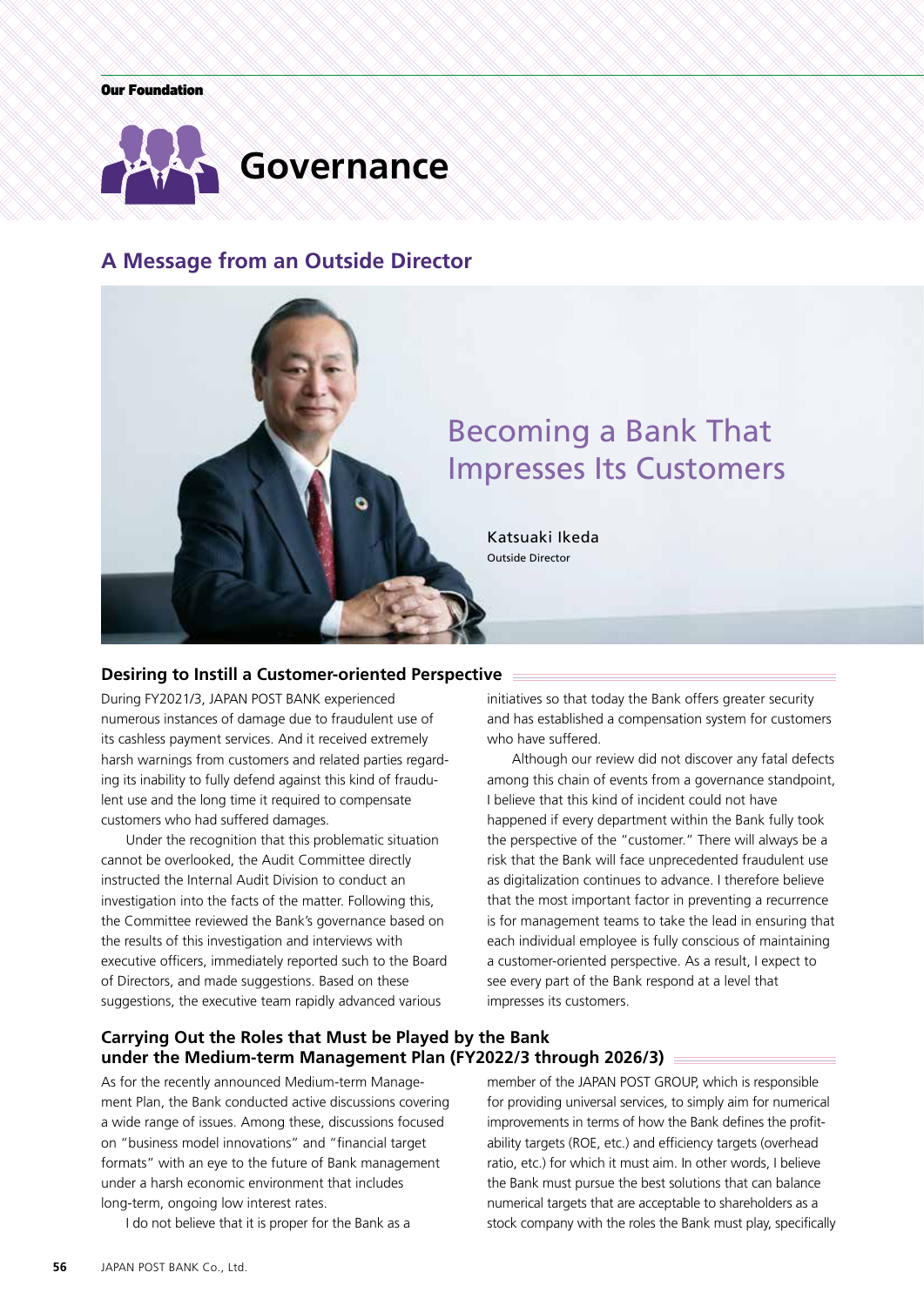Our Foundation

# Governance

## A Message from an Outside Director

# Becoming a Bank That Impresses Its Customers

Katsuaki Ikeda
Outside Director

### Desiring to Instill a Customer-oriented Perspective

During FY2021/3, JAPAN POST BANK experienced numerous instances of damage due to fraudulent use of its cashless payment services. And it received extremely harsh warnings from customers and related parties regarding its inability to fully defend against this kind of fraudulent use and the long time it required to compensate customers who had suffered damages.

Under the recognition that this problematic situation cannot be overlooked, the Audit Committee directly instructed the Internal Audit Division to conduct an investigation into the facts of the matter. Following this, the Committee reviewed the Bank's governance based on the results of this investigation and interviews with executive officers, immediately reported such to the Board of Directors, and made suggestions. Based on these suggestions, the executive team rapidly advanced various initiatives so that today the Bank offers greater security and has established a compensation system for customers who have suffered.

Although our review did not discover any fatal defects among this chain of events from a governance standpoint, I believe that this kind of incident could not have happened if every department within the Bank fully took the perspective of the "customer." There will always be a risk that the Bank will face unprecedented fraudulent use as digitalization continues to advance. I therefore believe that the most important factor in preventing a recurrence is for management teams to take the lead in ensuring that each individual employee is fully conscious of maintaining a customer-oriented perspective. As a result, I expect to see every part of the Bank respond at a level that impresses its customers.

### Carrying Out the Roles that Must be Played by the Bank under the Medium-term Management Plan (FY2022/3 through 2026/3)

As for the recently announced Medium-term Management Plan, the Bank conducted active discussions covering a wide range of issues. Among these, discussions focused on "business model innovations" and "financial target formats" with an eye to the future of Bank management under a harsh economic environment that includes long-term, ongoing low interest rates.

I do not believe that it is proper for the Bank as a member of the JAPAN POST GROUP, which is responsible for providing universal services, to simply aim for numerical improvements in terms of how the Bank defines the profitability targets (ROE, etc.) and efficiency targets (overhead ratio, etc.) for which it must aim. In other words, I believe the Bank must pursue the best solutions that can balance numerical targets that are acceptable to shareholders as a stock company with the roles the Bank must play, specifically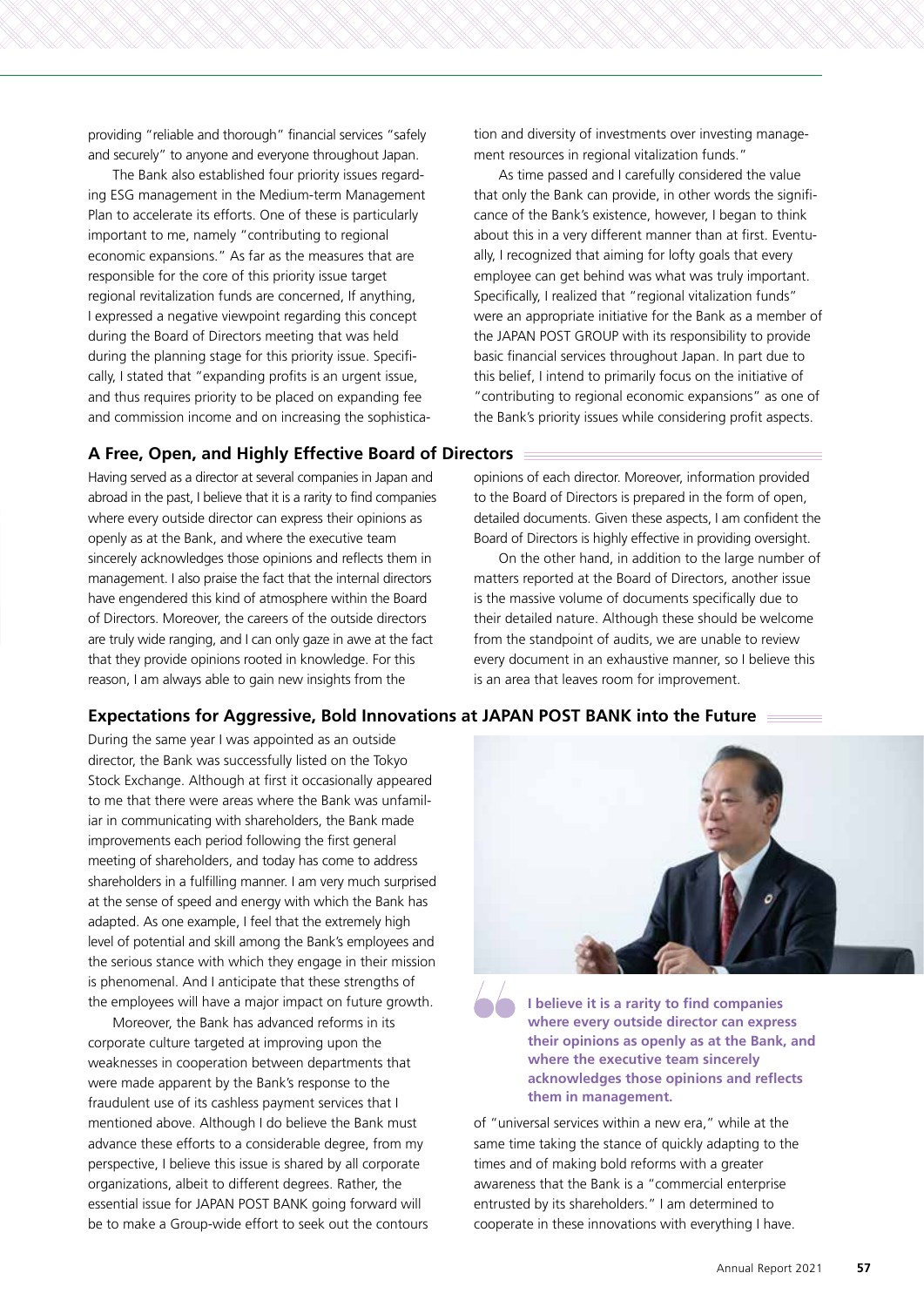providing "reliable and thorough" financial services "safely and securely" to anyone and everyone throughout Japan.

The Bank also established four priority issues regarding ESG management in the Medium-term Management Plan to accelerate its efforts. One of these is particularly important to me, namely "contributing to regional economic expansions." As far as the measures that are responsible for the core of this priority issue target regional revitalization funds are concerned, If anything, I expressed a negative viewpoint regarding this concept during the Board of Directors meeting that was held during the planning stage for this priority issue. Specifically, I stated that "expanding profits is an urgent issue, and thus requires priority to be placed on expanding fee and commission income and on increasing the sophistication and diversity of investments over investing management resources in regional vitalization funds."

As time passed and I carefully considered the value that only the Bank can provide, in other words the significance of the Bank's existence, however, I began to think about this in a very different manner than at first. Eventually, I recognized that aiming for lofty goals that every employee can get behind was what was truly important. Specifically, I realized that "regional vitalization funds" were an appropriate initiative for the Bank as a member of the JAPAN POST GROUP with its responsibility to provide basic financial services throughout Japan. In part due to this belief, I intend to primarily focus on the initiative of "contributing to regional economic expansions" as one of the Bank's priority issues while considering profit aspects.

## A Free, Open, and Highly Effective Board of Directors

Having served as a director at several companies in Japan and abroad in the past, I believe that it is a rarity to find companies where every outside director can express their opinions as openly as at the Bank, and where the executive team sincerely acknowledges those opinions and reflects them in management. I also praise the fact that the internal directors have engendered this kind of atmosphere within the Board of Directors. Moreover, the careers of the outside directors are truly wide ranging, and I can only gaze in awe at the fact that they provide opinions rooted in knowledge. For this reason, I am always able to gain new insights from the opinions of each director. Moreover, information provided to the Board of Directors is prepared in the form of open, detailed documents. Given these aspects, I am confident the Board of Directors is highly effective in providing oversight.

On the other hand, in addition to the large number of matters reported at the Board of Directors, another issue is the massive volume of documents specifically due to their detailed nature. Although these should be welcome from the standpoint of audits, we are unable to review every document in an exhaustive manner, so I believe this is an area that leaves room for improvement.

## Expectations for Aggressive, Bold Innovations at JAPAN POST BANK into the Future

During the same year I was appointed as an outside director, the Bank was successfully listed on the Tokyo Stock Exchange. Although at first it occasionally appeared to me that there were areas where the Bank was unfamiliar in communicating with shareholders, the Bank made improvements each period following the first general meeting of shareholders, and today has come to address shareholders in a fulfilling manner. I am very much surprised at the sense of speed and energy with which the Bank has adapted. As one example, I feel that the extremely high level of potential and skill among the Bank's employees and the serious stance with which they engage in their mission is phenomenal. And I anticipate that these strengths of the employees will have a major impact on future growth.

Moreover, the Bank has advanced reforms in its corporate culture targeted at improving upon the weaknesses in cooperation between departments that were made apparent by the Bank's response to the fraudulent use of its cashless payment services that I mentioned above. Although I do believe the Bank must advance these efforts to a considerable degree, from my perspective, I believe this issue is shared by all corporate organizations, albeit to different degrees. Rather, the essential issue for JAPAN POST BANK going forward will be to make a Group-wide effort to seek out the contours of "universal services within a new era," while at the same time taking the stance of quickly adapting to the times and of making bold reforms with a greater awareness that the Bank is a "commercial enterprise entrusted by its shareholders." I am determined to cooperate in these innovations with everything I have.

**I believe it is a rarity to find companies where every outside director can express their opinions as openly as at the Bank, and where the executive team sincerely acknowledges those opinions and reflects them in management.**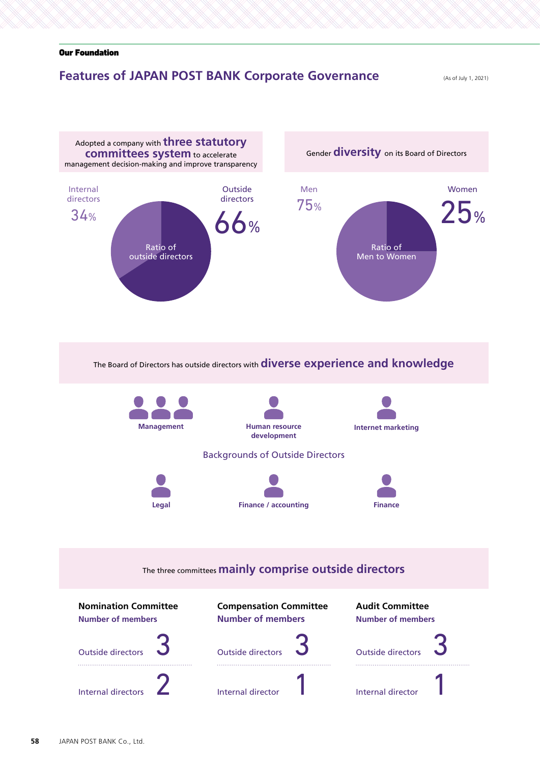**Our Foundation**

## Features of JAPAN POST BANK Corporate Governance

(As of July 1, 2021)

Adopted a company with **three statutory committees system** to accelerate management decision-making and improve transparency

Ratio of outside directors

- Internal directors 34%
- Outside directors 66%

Gender **diversity** on its Board of Directors

Ratio of Men to Women

- Men 75%
- Women 25%

The Board of Directors has outside directors with **diverse experience and knowledge**

Backgrounds of Outside Directors

- Management (3)
- Human resource development (1)
- Internet marketing (1)
- Legal (1)
- Finance / accounting (1)
- Finance (1)

The three committees **mainly comprise outside directors**

| | Nomination Committee | Compensation Committee | Audit Committee |
|---|---|---|---|
| Number of members | | | |
| Outside directors | 3 | 3 | 3 |
| Internal directors | 2 | 1 | 1 |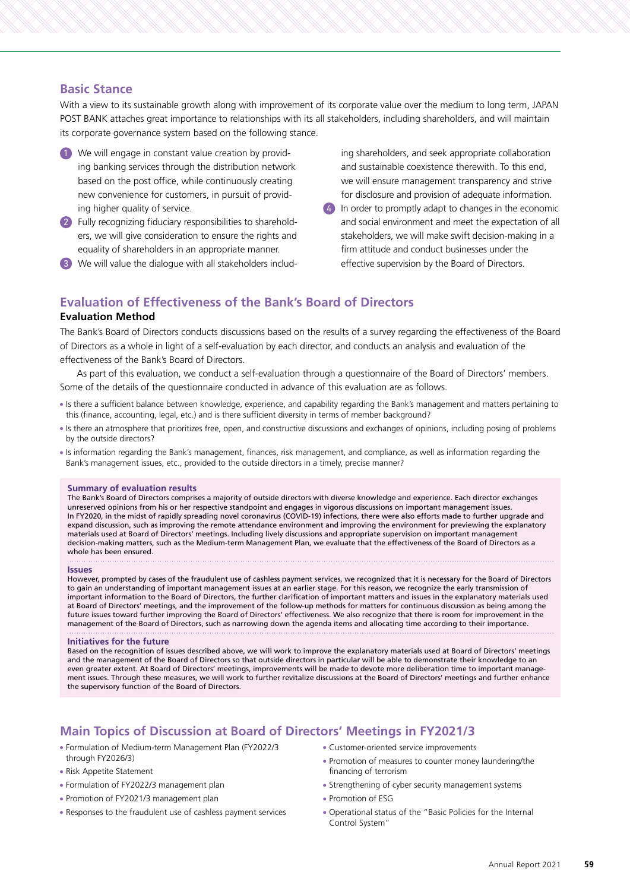## Basic Stance

With a view to its sustainable growth along with improvement of its corporate value over the medium to long term, JAPAN POST BANK attaches great importance to relationships with its all stakeholders, including shareholders, and will maintain its corporate governance system based on the following stance.

1. We will engage in constant value creation by providing banking services through the distribution network based on the post office, while continuously creating new convenience for customers, in pursuit of providing higher quality of service.
2. Fully recognizing fiduciary responsibilities to shareholders, we will give consideration to ensure the rights and equality of shareholders in an appropriate manner.
3. We will value the dialogue with all stakeholders including shareholders, and seek appropriate collaboration and sustainable coexistence therewith. To this end, we will ensure management transparency and strive for disclosure and provision of adequate information.
4. In order to promptly adapt to changes in the economic and social environment and meet the expectation of all stakeholders, we will make swift decision-making in a firm attitude and conduct businesses under the effective supervision by the Board of Directors.

## Evaluation of Effectiveness of the Bank's Board of Directors

### Evaluation Method

The Bank's Board of Directors conducts discussions based on the results of a survey regarding the effectiveness of the Board of Directors as a whole in light of a self-evaluation by each director, and conducts an analysis and evaluation of the effectiveness of the Bank's Board of Directors.

As part of this evaluation, we conduct a self-evaluation through a questionnaire of the Board of Directors' members. Some of the details of the questionnaire conducted in advance of this evaluation are as follows.

- Is there a sufficient balance between knowledge, experience, and capability regarding the Bank's management and matters pertaining to this (finance, accounting, legal, etc.) and is there sufficient diversity in terms of member background?
- Is there an atmosphere that prioritizes free, open, and constructive discussions and exchanges of opinions, including posing of problems by the outside directors?
- Is information regarding the Bank's management, finances, risk management, and compliance, as well as information regarding the Bank's management issues, etc., provided to the outside directors in a timely, precise manner?

#### Summary of evaluation results

The Bank's Board of Directors comprises a majority of outside directors with diverse knowledge and experience. Each director exchanges unreserved opinions from his or her respective standpoint and engages in vigorous discussions on important management issues. In FY2020, in the midst of rapidly spreading novel coronavirus (COVID-19) infections, there were also efforts made to further upgrade and expand discussion, such as improving the remote attendance environment and improving the environment for previewing the explanatory materials used at Board of Directors' meetings. Including lively discussions and appropriate supervision on important management decision-making matters, such as the Medium-term Management Plan, we evaluate that the effectiveness of the Board of Directors as a whole has been ensured.

#### Issues

However, prompted by cases of the fraudulent use of cashless payment services, we recognized that it is necessary for the Board of Directors to gain an understanding of important management issues at an earlier stage. For this reason, we recognize the early transmission of important information to the Board of Directors, the further clarification of important matters and issues in the explanatory materials used at Board of Directors' meetings, and the improvement of the follow-up methods for matters for continuous discussion as being among the future issues toward further improving the Board of Directors' effectiveness. We also recognize that there is room for improvement in the management of the Board of Directors, such as narrowing down the agenda items and allocating time according to their importance.

#### Initiatives for the future

Based on the recognition of issues described above, we will work to improve the explanatory materials used at Board of Directors' meetings and the management of the Board of Directors so that outside directors in particular will be able to demonstrate their knowledge to an even greater extent. At Board of Directors' meetings, improvements will be made to devote more deliberation time to important management issues. Through these measures, we will work to further revitalize discussions at the Board of Directors' meetings and further enhance the supervisory function of the Board of Directors.

## Main Topics of Discussion at Board of Directors' Meetings in FY2021/3

- Formulation of Medium-term Management Plan (FY2022/3 through FY2026/3)
- Risk Appetite Statement
- Formulation of FY2022/3 management plan
- Promotion of FY2021/3 management plan
- Responses to the fraudulent use of cashless payment services
- Customer-oriented service improvements
- Promotion of measures to counter money laundering/the financing of terrorism
- Strengthening of cyber security management systems
- Promotion of ESG
- Operational status of the "Basic Policies for the Internal Control System"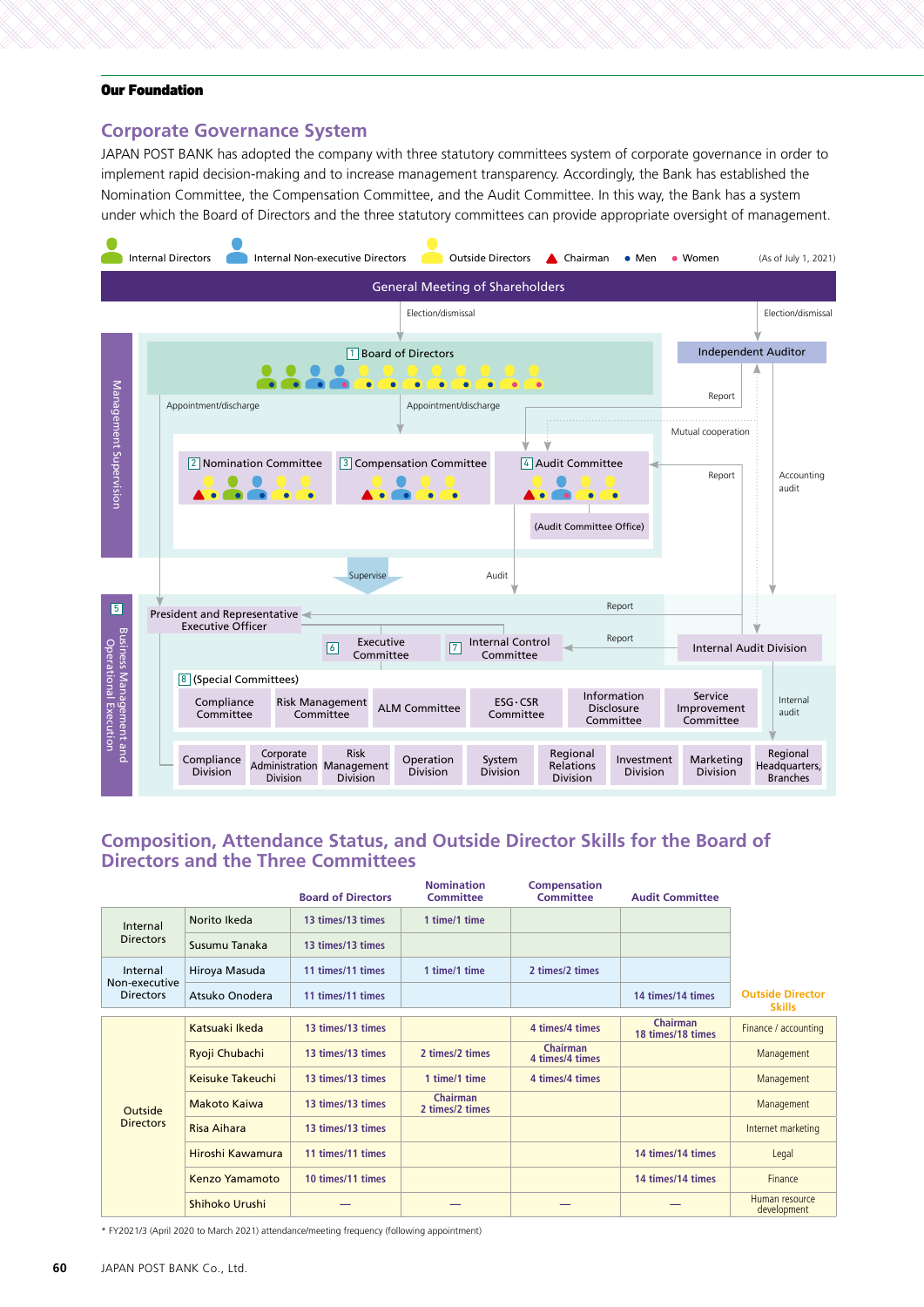**Our Foundation**

## Corporate Governance System

JAPAN POST BANK has adopted the company with three statutory committees system of corporate governance in order to implement rapid decision-making and to increase management transparency. Accordingly, the Bank has established the Nomination Committee, the Compensation Committee, and the Audit Committee. In this way, the Bank has a system under which the Board of Directors and the three statutory committees can provide appropriate oversight of management.

Internal Directors | Internal Non-executive Directors | Outside Directors | ▲ Chairman | • Men | • Women (As of July 1, 2021)

General Meeting of Shareholders

Election/dismissal | Election/dismissal

Management Supervision

1 Board of Directors

Independent Auditor

Appointment/discharge | Appointment/discharge | Report | Mutual cooperation | Report | Accounting audit

2 Nomination Committee | 3 Compensation Committee | 4 Audit Committee

(Audit Committee Office)

Supervise | Audit

5 Business Management and Operational Execution

President and Representative Executive Officer

Report | Report

6 Executive Committee | 7 Internal Control Committee | Internal Audit Division

8 (Special Committees)

Compliance Committee | Risk Management Committee | ALM Committee | ESG・CSR Committee | Information Disclosure Committee | Service Improvement Committee

Internal audit

Compliance Division | Corporate Administration Division | Risk Management Division | Operation Division | System Division | Regional Relations Division | Investment Division | Marketing Division | Regional Headquarters, Branches

## Composition, Attendance Status, and Outside Director Skills for the Board of Directors and the Three Committees

| | | Board of Directors | Nomination Committee | Compensation Committee | Audit Committee | Outside Director Skills |
|---|---|---|---|---|---|---|
| Internal Directors | Norito Ikeda | 13 times/13 times | 1 time/1 time | | | |
| | Susumu Tanaka | 13 times/13 times | | | | |
| Internal Non-executive Directors | Hiroya Masuda | 11 times/11 times | 1 time/1 time | 2 times/2 times | | |
| | Atsuko Onodera | 11 times/11 times | | | 14 times/14 times | |
| Outside Directors | Katsuaki Ikeda | 13 times/13 times | | 4 times/4 times | Chairman 18 times/18 times | Finance / accounting |
| | Ryoji Chubachi | 13 times/13 times | 2 times/2 times | Chairman 4 times/4 times | | Management |
| | Keisuke Takeuchi | 13 times/13 times | 1 time/1 time | 4 times/4 times | | Management |
| | Makoto Kaiwa | 13 times/13 times | Chairman 2 times/2 times | | | Management |
| | Risa Aihara | 13 times/13 times | | | | Internet marketing |
| | Hiroshi Kawamura | 11 times/11 times | | | 14 times/14 times | Legal |
| | Kenzo Yamamoto | 10 times/11 times | | | 14 times/14 times | Finance |
| | Shihoko Urushi | — | — | — | — | Human resource development |

* FY2021/3 (April 2020 to March 2021) attendance/meeting frequency (following appointment)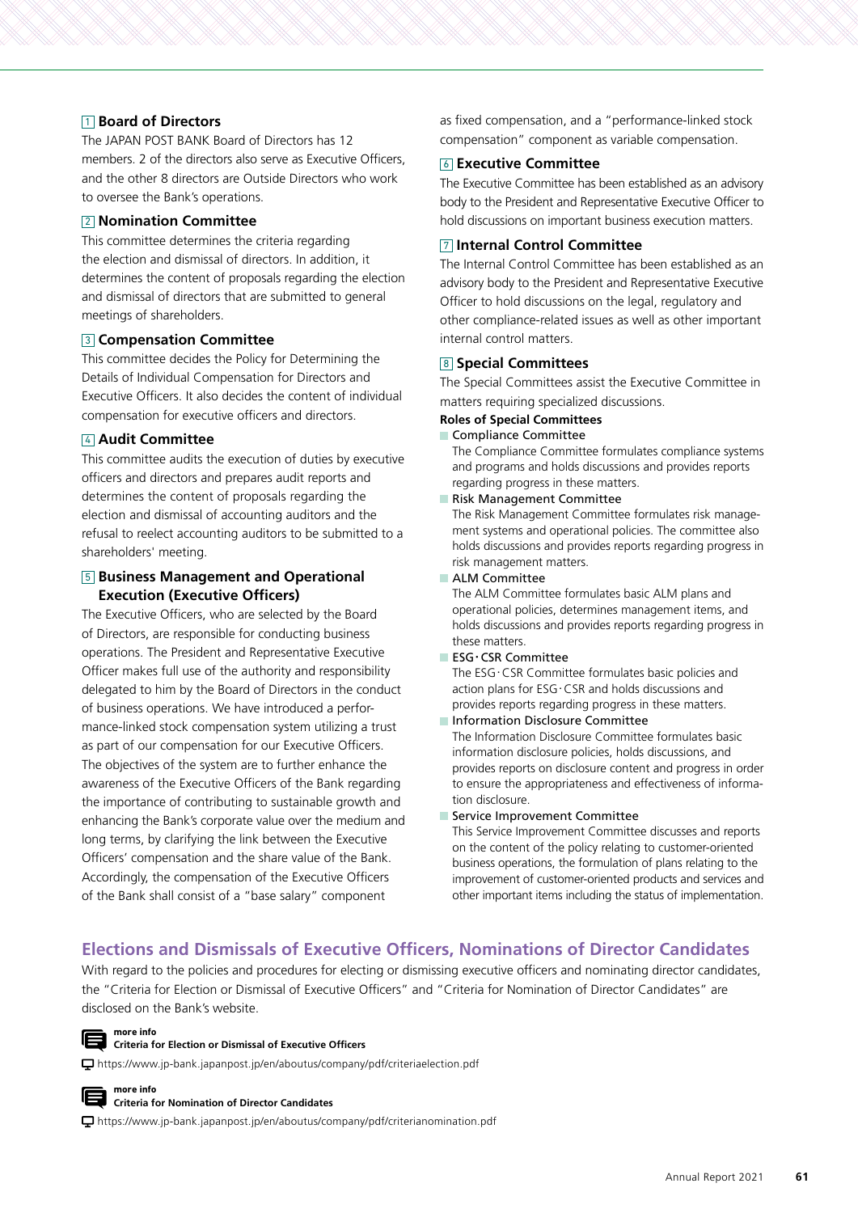### 1 Board of Directors

The JAPAN POST BANK Board of Directors has 12 members. 2 of the directors also serve as Executive Officers, and the other 8 directors are Outside Directors who work to oversee the Bank's operations.

### 2 Nomination Committee

This committee determines the criteria regarding the election and dismissal of directors. In addition, it determines the content of proposals regarding the election and dismissal of directors that are submitted to general meetings of shareholders.

### 3 Compensation Committee

This committee decides the Policy for Determining the Details of Individual Compensation for Directors and Executive Officers. It also decides the content of individual compensation for executive officers and directors.

### 4 Audit Committee

This committee audits the execution of duties by executive officers and directors and prepares audit reports and determines the content of proposals regarding the election and dismissal of accounting auditors and the refusal to reelect accounting auditors to be submitted to a shareholders' meeting.

### 5 Business Management and Operational Execution (Executive Officers)

The Executive Officers, who are selected by the Board of Directors, are responsible for conducting business operations. The President and Representative Executive Officer makes full use of the authority and responsibility delegated to him by the Board of Directors in the conduct of business operations. We have introduced a performance-linked stock compensation system utilizing a trust as part of our compensation for our Executive Officers. The objectives of the system are to further enhance the awareness of the Executive Officers of the Bank regarding the importance of contributing to sustainable growth and enhancing the Bank's corporate value over the medium and long terms, by clarifying the link between the Executive Officers' compensation and the share value of the Bank. Accordingly, the compensation of the Executive Officers of the Bank shall consist of a "base salary" component as fixed compensation, and a "performance-linked stock compensation" component as variable compensation.

### 6 Executive Committee

The Executive Committee has been established as an advisory body to the President and Representative Executive Officer to hold discussions on important business execution matters.

### 7 Internal Control Committee

The Internal Control Committee has been established as an advisory body to the President and Representative Executive Officer to hold discussions on the legal, regulatory and other compliance-related issues as well as other important internal control matters.

### 8 Special Committees

The Special Committees assist the Executive Committee in matters requiring specialized discussions.

**Roles of Special Committees**

- Compliance Committee
  The Compliance Committee formulates compliance systems and programs and holds discussions and provides reports regarding progress in these matters.
- Risk Management Committee
  The Risk Management Committee formulates risk management systems and operational policies. The committee also holds discussions and provides reports regarding progress in risk management matters.
- ALM Committee
  The ALM Committee formulates basic ALM plans and operational policies, determines management items, and holds discussions and provides reports regarding progress in these matters.
- ESG･CSR Committee
  The ESG･CSR Committee formulates basic policies and action plans for ESG･CSR and holds discussions and provides reports regarding progress in these matters.
- Information Disclosure Committee
  The Information Disclosure Committee formulates basic information disclosure policies, holds discussions, and provides reports on disclosure content and progress in order to ensure the appropriateness and effectiveness of information disclosure.
- Service Improvement Committee
  This Service Improvement Committee discusses and reports on the content of the policy relating to customer-oriented business operations, the formulation of plans relating to the improvement of customer-oriented products and services and other important items including the status of implementation.

## Elections and Dismissals of Executive Officers, Nominations of Director Candidates

With regard to the policies and procedures for electing or dismissing executive officers and nominating director candidates, the "Criteria for Election or Dismissal of Executive Officers" and "Criteria for Nomination of Director Candidates" are disclosed on the Bank's website.

more info
**Criteria for Election or Dismissal of Executive Officers**

https://www.jp-bank.japanpost.jp/en/aboutus/company/pdf/criteriaelection.pdf

more info
**Criteria for Nomination of Director Candidates**

https://www.jp-bank.japanpost.jp/en/aboutus/company/pdf/criterianomination.pdf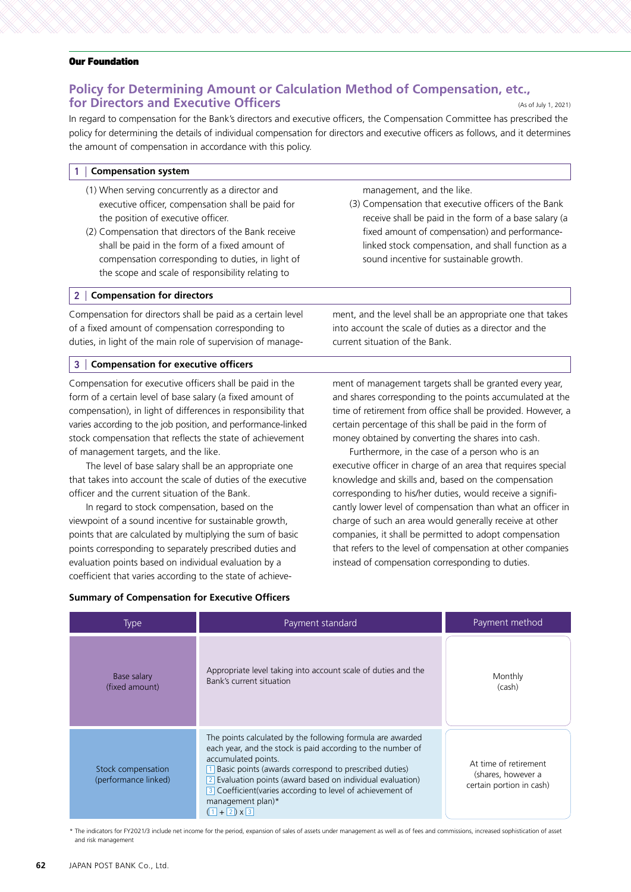**Our Foundation**

## Policy for Determining Amount or Calculation Method of Compensation, etc., for Directors and Executive Officers

(As of July 1, 2021)

In regard to compensation for the Bank's directors and executive officers, the Compensation Committee has prescribed the policy for determining the details of individual compensation for directors and executive officers as follows, and it determines the amount of compensation in accordance with this policy.

### 1 | Compensation system

(1) When serving concurrently as a director and executive officer, compensation shall be paid for the position of executive officer.

(2) Compensation that directors of the Bank receive shall be paid in the form of a fixed amount of compensation corresponding to duties, in light of the scope and scale of responsibility relating to management, and the like.

(3) Compensation that executive officers of the Bank receive shall be paid in the form of a base salary (a fixed amount of compensation) and performance-linked stock compensation, and shall function as a sound incentive for sustainable growth.

### 2 | Compensation for directors

Compensation for directors shall be paid as a certain level of a fixed amount of compensation corresponding to duties, in light of the main role of supervision of management, and the level shall be an appropriate one that takes into account the scale of duties as a director and the current situation of the Bank.

### 3 | Compensation for executive officers

Compensation for executive officers shall be paid in the form of a certain level of base salary (a fixed amount of compensation), in light of differences in responsibility that varies according to the job position, and performance-linked stock compensation that reflects the state of achievement of management targets, and the like.

The level of base salary shall be an appropriate one that takes into account the scale of duties of the executive officer and the current situation of the Bank.

In regard to stock compensation, based on the viewpoint of a sound incentive for sustainable growth, points that are calculated by multiplying the sum of basic points corresponding to separately prescribed duties and evaluation points based on individual evaluation by a coefficient that varies according to the state of achievement of management targets shall be granted every year, and shares corresponding to the points accumulated at the time of retirement from office shall be provided. However, a certain percentage of this shall be paid in the form of money obtained by converting the shares into cash.

Furthermore, in the case of a person who is an executive officer in charge of an area that requires special knowledge and skills and, based on the compensation corresponding to his/her duties, would receive a significantly lower level of compensation than what an officer in charge of such an area would generally receive at other companies, it shall be permitted to adopt compensation that refers to the level of compensation at other companies instead of compensation corresponding to duties.

**Summary of Compensation for Executive Officers**

| Type | Payment standard | Payment method |
|---|---|---|
| Base salary (fixed amount) | Appropriate level taking into account scale of duties and the Bank's current situation | Monthly (cash) |
| Stock compensation (performance linked) | The points calculated by the following formula are awarded each year, and the stock is paid according to the number of accumulated points.<br>1 Basic points (awards correspond to prescribed duties)<br>2 Evaluation points (award based on individual evaluation)<br>3 Coefficient(varies according to level of achievement of management plan)*<br>(1 + 2) x 3 | At time of retirement (shares, however a certain portion in cash) |

* The indicators for FY2021/3 include net income for the period, expansion of sales of assets under management as well as of fees and commissions, increased sophistication of asset and risk management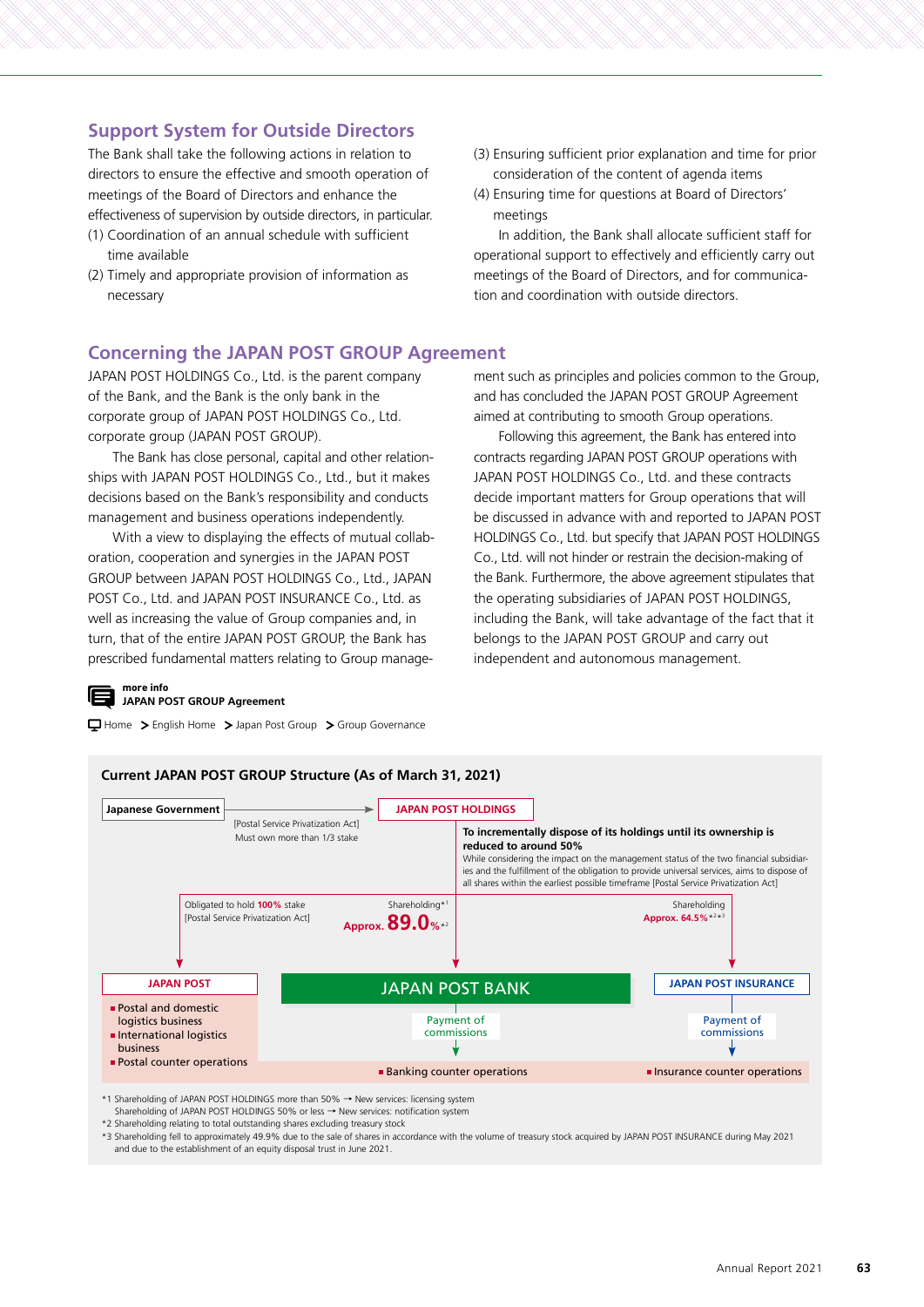## Support System for Outside Directors

The Bank shall take the following actions in relation to directors to ensure the effective and smooth operation of meetings of the Board of Directors and enhance the effectiveness of supervision by outside directors, in particular.

(1) Coordination of an annual schedule with sufficient time available

(2) Timely and appropriate provision of information as necessary

(3) Ensuring sufficient prior explanation and time for prior consideration of the content of agenda items

(4) Ensuring time for questions at Board of Directors' meetings

In addition, the Bank shall allocate sufficient staff for operational support to effectively and efficiently carry out meetings of the Board of Directors, and for communication and coordination with outside directors.

## Concerning the JAPAN POST GROUP Agreement

JAPAN POST HOLDINGS Co., Ltd. is the parent company of the Bank, and the Bank is the only bank in the corporate group of JAPAN POST HOLDINGS Co., Ltd. corporate group (JAPAN POST GROUP).

The Bank has close personal, capital and other relationships with JAPAN POST HOLDINGS Co., Ltd., but it makes decisions based on the Bank's responsibility and conducts management and business operations independently.

With a view to displaying the effects of mutual collaboration, cooperation and synergies in the JAPAN POST GROUP between JAPAN POST HOLDINGS Co., Ltd., JAPAN POST Co., Ltd. and JAPAN POST INSURANCE Co., Ltd. as well as increasing the value of Group companies and, in turn, that of the entire JAPAN POST GROUP, the Bank has prescribed fundamental matters relating to Group management such as principles and policies common to the Group, and has concluded the JAPAN POST GROUP Agreement aimed at contributing to smooth Group operations.

Following this agreement, the Bank has entered into contracts regarding JAPAN POST GROUP operations with JAPAN POST HOLDINGS Co., Ltd. and these contracts decide important matters for Group operations that will be discussed in advance with and reported to JAPAN POST HOLDINGS Co., Ltd. but specify that JAPAN POST HOLDINGS Co., Ltd. will not hinder or restrain the decision-making of the Bank. Furthermore, the above agreement stipulates that the operating subsidiaries of JAPAN POST HOLDINGS, including the Bank, will take advantage of the fact that it belongs to the JAPAN POST GROUP and carry out independent and autonomous management.

**more info**
**JAPAN POST GROUP Agreement**

Home > English Home > Japan Post Group > Group Governance

### Current JAPAN POST GROUP Structure (As of March 31, 2021)

Japanese Government — [Postal Service Privatization Act] Must own more than 1/3 stake → JAPAN POST HOLDINGS

**To incrementally dispose of its holdings until its ownership is reduced to around 50%**
While considering the impact on the management status of the two financial subsidiaries and the fulfillment of the obligation to provide universal services, aims to dispose of all shares within the earliest possible timeframe [Postal Service Privatization Act]

JAPAN POST HOLDINGS →
- JAPAN POST: Obligated to hold **100%** stake [Postal Service Privatization Act]
- JAPAN POST BANK: Shareholding*1 Approx. **89.0**%*2
- JAPAN POST INSURANCE: Shareholding Approx. 64.5%*2*3

JAPAN POST
- Postal and domestic logistics business
- International logistics business
- Postal counter operations

JAPAN POST BANK → Payment of commissions → Banking counter operations

JAPAN POST INSURANCE → Payment of commissions → Insurance counter operations

*1 Shareholding of JAPAN POST HOLDINGS more than 50% → New services: licensing system
Shareholding of JAPAN POST HOLDINGS 50% or less → New services: notification system
*2 Shareholding relating to total outstanding shares excluding treasury stock
*3 Shareholding fell to approximately 49.9% due to the sale of shares in accordance with the volume of treasury stock acquired by JAPAN POST INSURANCE during May 2021 and due to the establishment of an equity disposal trust in June 2021.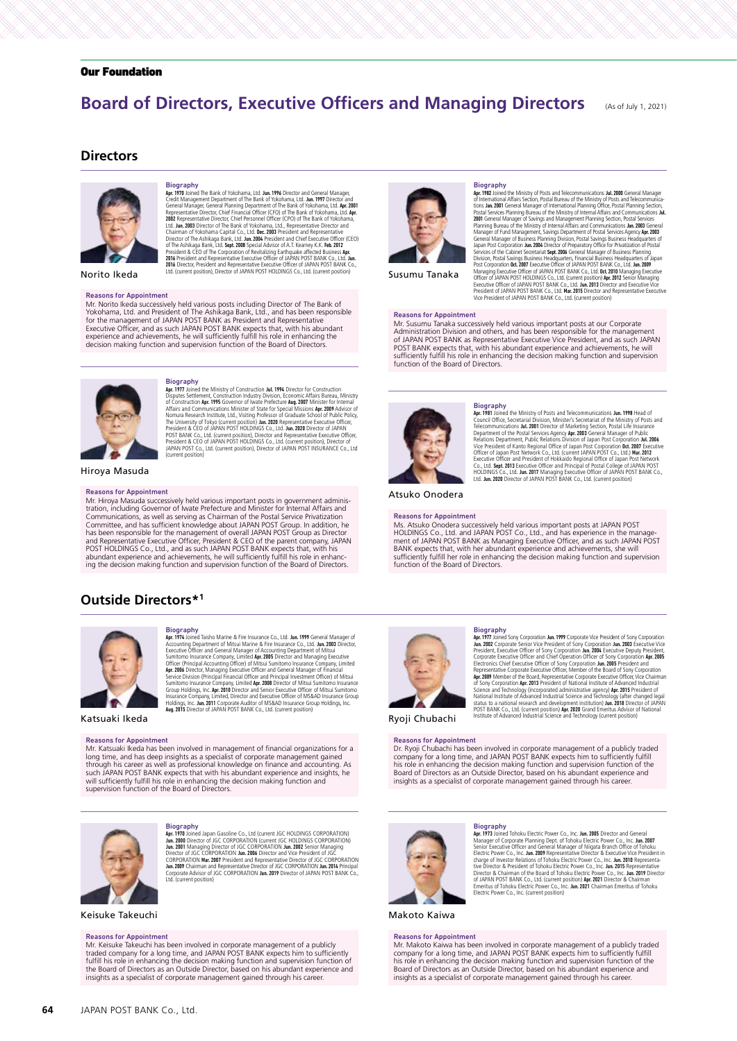Our Foundation

# Board of Directors, Executive Officers and Managing Directors

(As of July 1, 2021)

## Directors

### Norito Ikeda

**Biography**

**Apr. 1970** Joined The Bank of Yokohama, Ltd. **Jun. 1996** Director and General Manager, Credit Management Department of The Bank of Yokohama, Ltd. **Jun. 1997** Director and General Manager, General Planning Department of The Bank of Yokohama, Ltd. **Apr. 2001** Representative Director, Chief Financial Officer (CFO) of The Bank of Yokohama, Ltd. **Apr. 2002** Representative Director, Chief Financial Officer (CFO), Chief Personnel Officer (CPO) of The Bank of Yokohama, Ltd. **Jun. 2003** Director of The Bank of Yokohama, Ltd., Representative Director and Chairman of Yokohama Capital Co., Ltd. **Dec. 2003** President and Representative Director of The Ashikaga Bank, Ltd. **Jun. 2004** President and Chief Executive Officer (CEO) of The Ashikaga Bank, Ltd. **Sept. 2008** Special Advisor of A.T. Kearney K.K. **Feb. 2012** President & CEO of The Corporation of Revitalizing Earthquake affected Business **Apr. 2016** President and Representative Executive Officer of JAPAN POST BANK Co., Ltd. **Jun. 2016** Director, President and Representative Executive Officer of JAPAN POST BANK Co., Ltd. (current position), Director of JAPAN POST HOLDINGS Co., Ltd. (current position)

**Reasons for Appointment**

Mr. Norito Ikeda successively held various posts including Director of The Bank of Yokohama, Ltd. and President of The Ashikaga Bank, Ltd., and has been responsible for the management of JAPAN POST BANK as President and Representative Executive Officer, and as such JAPAN POST BANK expects that, with his abundant experience and achievements, he will sufficiently fulfill his role in enhancing the decision making function and supervision function of the Board of Directors.

### Susumu Tanaka

**Biography**

**Apr. 1982** Joined the Ministry of Posts and Telecommunications **Jul. 2000** General Manager of International Affairs Section, Postal Bureau of the Ministry of Posts and Telecommunications **Jan. 2001** General Manager of International Planning Office, Postal Planning Section, Postal Services Planning Bureau of the Ministry of Internal Affairs and Communications **Jul. 2001** General Manager of Savings and Management Planning Section, Postal Services Planning Bureau of the Ministry of Internal Affairs and Communications **Jan. 2003** General Manager of Fund Management, Savings Department of Postal Services Agency **Apr. 2003** General Manager of Business Planning Division, Postal Savings Business Headquarters of Japan Post Corporation **Jun. 2004** Director of Preparatory Office for Privatization of Postal Services of the Cabinet Secretariat **Sept. 2006** General Manager of Business Planning Division, Postal Savings Business Headquarters, Financial Business Headquarters of Japan Post Corporation **Oct. 2007** Executive Officer of JAPAN POST BANK Co., Ltd. **Jun. 2009** Managing Executive Officer of JAPAN POST BANK Co., Ltd. **Oct. 2010** Managing Executive Officer of JAPAN POST HOLDINGS Co., Ltd. (current position) **Apr. 2012** Senior Managing Executive Officer of JAPAN POST BANK Co., Ltd. **Jun. 2013** Director and Executive Vice President of JAPAN POST BANK Co., Ltd. **Mar. 2015** Director and Representative Executive Vice President of JAPAN POST BANK Co., Ltd. (current position)

**Reasons for Appointment**

Mr. Susumu Tanaka successively held various important posts at our Corporate Administration Division and others, and has been responsible for the management of JAPAN POST BANK as Representative Executive Vice President, and as such JAPAN POST BANK expects that, with his abundant experience and achievements, he will sufficiently fulfill his role in enhancing the decision making function and supervision function of the Board of Directors.

### Hiroya Masuda

**Biography**

**Apr. 1977** Joined the Ministry of Construction **Jul. 1994** Director for Construction Disputes Settlement, Construction Industry Division, Economic Affairs Bureau, Ministry of Construction **Apr. 1995** Governor of Iwate Prefecture **Aug. 2007** Minister for Internal Affairs and Communications Minister of State for Special Missions **Apr. 2009** Advisor of Nomura Research Institute, Ltd., Visiting Professor of Graduate School of Public Policy, The University of Tokyo (current position) **Jan. 2020** Representative Executive Officer, President & CEO of JAPAN POST HOLDINGS Co., Ltd. **Jun. 2020** Director of JAPAN POST BANK Co., Ltd. (current position), Director and Representative Executive Officer, President & CEO of JAPAN POST HOLDINGS Co., Ltd. (current position), Director of JAPAN POST Co., Ltd. (current position), Director of JAPAN POST INSURANCE Co., Ltd (current position)

**Reasons for Appointment**

Mr. Hiroya Masuda successively held various important posts in government administration, including Governor of Iwate Prefecture and Minister for Internal Affairs and Communications, as well as serving as Chairman of the Postal Service Privatization Committee, and has sufficient knowledge about JAPAN POST Group. In addition, he has been responsible for the management of overall JAPAN POST Group as Director and Representative Executive Officer, President & CEO of the parent company, JAPAN POST HOLDINGS Co., Ltd., and as such JAPAN POST BANK expects that, with his abundant experience and achievements, he will sufficiently fulfill his role in enhancing the decision making function and supervision function of the Board of Directors.

### Atsuko Onodera

**Biography**

**Apr. 1981** Joined the Ministry of Posts and Telecommunications **Jun. 1998** Head of Council Office, Secretarial Division, Minister's Secretariat of the Ministry of Posts and Telecommunications **Jul. 2001** Director of Marketing Section, Postal Life Insurance Department of the Postal Services Agency **Apr. 2003** General Manager of Public Relations Department, Public Relations Division of Japan Post Corporation **Jul. 2006** Vice President of Kanto Regional Office of Japan Post Corporation **Oct. 2007** Executive Officer of Japan Post Network Co., Ltd. (current JAPAN POST Co., Ltd.) **Mar. 2012** Executive Officer and President of Hokkaido Regional Office of Japan Post Network Co., Ltd. **Sept. 2013** Executive Officer and Principal of Postal College of JAPAN POST HOLDINGS Co., Ltd. **Jun. 2017** Managing Executive Officer of JAPAN POST BANK Co., Ltd. **Jun. 2020** Director of JAPAN POST BANK Co., Ltd. (current position)

**Reasons for Appointment**

Ms. Atsuko Onodera successively held various important posts at JAPAN POST HOLDINGS Co., Ltd. and JAPAN POST Co., Ltd., and has experience in the management of JAPAN POST BANK as Managing Executive Officer, and as such JAPAN POST BANK expects that, with her abundant experience and achievements, she will sufficiently fulfill her role in enhancing the decision making function and supervision function of the Board of Directors.

## Outside Directors*1

### Katsuaki Ikeda

**Biography**

**Apr. 1974** Joined Taisho Marine & Fire Insurance Co., Ltd. **Jun. 1999** General Manager of Accounting Department of Mitsui Marine & Fire Insurance Co., Ltd. **Jun. 2003** Director, Executive Officer and General Manager of Accounting Department of Mitsui Sumitomo Insurance Company, Limited **Apr. 2005** Director and Managing Executive Officer (Principal Accounting Officer) of Mitsui Sumitomo Insurance Company, Limited **Apr. 2006** Director, Managing Executive Officer and General Manager of Financial Service Division (Principal Accounting Officer and Principal Investment Officer) of Mitsui Sumitomo Insurance Company, Limited **Apr. 2008** Director of Mitsui Sumitomo Insurance Group Holdings, Inc. **Apr. 2010** Director and Senior Executive Officer of Mitsui Sumitomo Insurance Company, Limited, Director and Executive Officer of MS&AD Insurance Group Holdings, Inc. **Jun. 2011** Corporate Auditor of MS&AD Insurance Group Holdings, Inc. **Aug. 2015** Director of JAPAN POST BANK Co., Ltd. (current position)

**Reasons for Appointment**

Mr. Katsuaki Ikeda has been involved in management of financial organizations for a long time, and has deep insights as a specialist of corporate management gained through his career as well as professional knowledge on finance and accounting. As such JAPAN POST BANK expects that with his abundant experience and insights, he will sufficiently fulfill his role in enhancing the decision making function and supervision function of the Board of Directors.

### Ryoji Chubachi

**Biography**

**Apr. 1977** Joined Sony Corporation **Jun. 1999** Corporate Vice President of Sony Corporation **Jun. 2002** Corporate Senior Vice President of Sony Corporation **Jun. 2003** Executive Vice President, Executive Officer of Sony Corporation **Jun. 2004** Executive Deputy President, Corporate Executive Officer and Chief Operation Officer of Sony Corporation **Apr. 2005** Electronics Chief Executive Officer of Sony Corporation **Jun. 2005** President and Representative Corporate Executive Officer, Member of the Board of Sony Corporation **Apr. 2009** Member of the Board, Representative Corporate Executive Officer, Vice Chairman of Sony Corporation **Apr. 2013** President of National Institute of Advanced Industrial Science and Technology (incorporated administrative agency) **Apr. 2015** President of National Institute of Advanced Industrial Science and Technology (after changed legal status to a national research and development institution) **Jun. 2018** Director of JAPAN POST BANK Co., Ltd. (current position) **Apr. 2020** Grand Emeritus Advisor of National Institute of Advanced Industrial Science and Technology (current position)

**Reasons for Appointment**

Dr. Ryoji Chubachi has been involved in corporate management of a publicly traded company for a long time, and JAPAN POST BANK expects him to sufficiently fulfill his role in enhancing the decision making function and supervision function of the Board of Directors as an Outside Director, based on his abundant experience and insights as a specialist of corporate management gained through his career.

### Keisuke Takeuchi

**Biography**

**Apr. 1970** Joined Japan Gasoline Co., Ltd (current JGC HOLDINGS CORPORATION) **Jun. 2000** Director of JGC CORPORATION (current JGC HOLDINGS CORPORATION) **Jun. 2001** Managing Director of JGC CORPORATION **Jun. 2002** Senior Managing Director of JGC CORPORATION **Jun. 2006** Director and Vice President of JGC CORPORATION **Mar. 2007** President and Representative Director of JGC CORPORATION **Jun. 2009** Chairman and Representative Director of JGC CORPORATION **Jun. 2014** Principal Corporate Advisor of JGC CORPORATION **Jun. 2019** Director of JAPAN POST BANK Co., Ltd. (current position)

**Reasons for Appointment**

Mr. Keisuke Takeuchi has been involved in corporate management of a publicly traded company for a long time, and JAPAN POST BANK expects him to sufficiently fulfill his role in enhancing the decision making function and supervision function of the Board of Directors as an Outside Director, based on his abundant experience and insights as a specialist of corporate management gained through his career.

### Makoto Kaiwa

**Biography**

**Apr. 1973** Joined Tohoku Electric Power Co., Inc. **Jun. 2005** Director and General Manager of Corporate Planning Dept. of Tohoku Electric Power Co., Inc. **Jun. 2007** Senior Executive Officer and General Manager of Niigata Branch Office of Tohoku Electric Power Co., Inc. **Jun. 2009** Representative Director & Executive Vice President in charge of Investor Relations of Tohoku Electric Power Co., Inc. **Jun. 2010** Representative Director & President of Tohoku Electric Power Co., Inc. **Jun. 2015** Representative Director & Chairman of the Board of Tohoku Electric Power Co., Inc. **Jun. 2019** Director of JAPAN POST BANK Co., Ltd. (current position) **Apr. 2021** Director & Chairman Emeritus of Tohoku Electric Power Co., Inc. **Jun. 2021** Chairman Emeritus of Tohoku Electric Power Co., Inc. (current position)

**Reasons for Appointment**

Mr. Makoto Kaiwa has been involved in corporate management of a publicly traded company for a long time, and JAPAN POST BANK expects him to sufficiently fulfill his role in enhancing the decision making function and supervision function of the Board of Directors as an Outside Director, based on his abundant experience and insights as a specialist of corporate management gained through his career.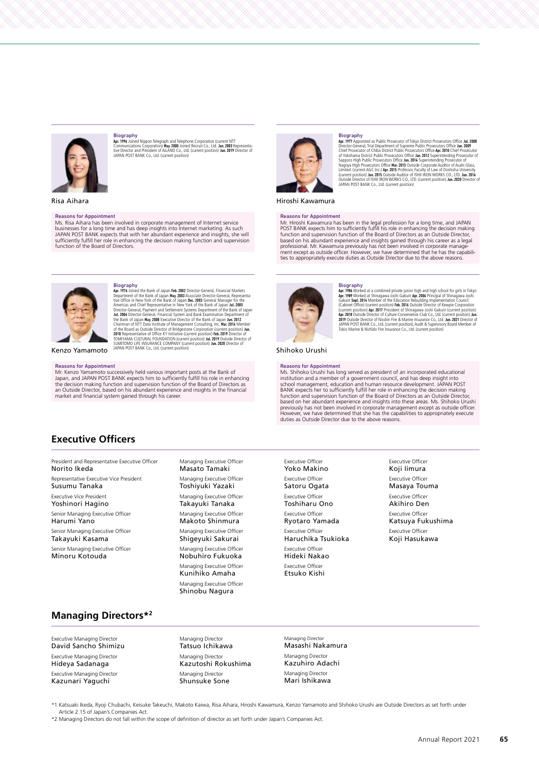Risa Aihara

**Biography**

**Apr. 1996** Joined Nippon Telegraph and Telephone Corporation (current NTT Communications Corporation) **May. 2000** Joined Recruit Co., Ltd. **Jun. 2003** Representative Director and President of AILAND Co., Ltd. (current position) **Jun. 2019** Director of JAPAN POST BANK Co., Ltd. (current position)

**Reasons for Appointment**

Ms. Risa Aihara has been involved in corporate management of Internet service businesses for a long time and has deep insights into Internet marketing. As such JAPAN POST BANK expects that with her abundant experience and insights, she will sufficiently fulfill her role in enhancing the decision making function and supervision function of the Board of Directors.

Hiroshi Kawamura

**Biography**

**Apr. 1977** Appointed as Public Prosecutor of Tokyo District Prosecutors Office **Jul. 2008** Director-General, Trial Department of Supreme Public Prosecutors Office **Jan. 2009** Chief Prosecutor of Chiba District Public Prosecutors Office **Apr. 2010** Chief Prosecutor of Yokohama District Public Prosecutors Office **Jan. 2012** Superintending Prosecutor of Sapporo High Public Prosecutors Office **Jan. 2014** Superintending Prosecutor of Nagoya High Prosecutors Office **Mar. 2015** Outside Corporate Auditor of Asahi Glass, Limited. (current AGC Inc.) **Apr. 2015** Professor, Faculty of Law of Doshisha University (current position) **Jun. 2015** Outside Auditor of ISHII IRON WORKS CO., LTD. **Jun. 2016** Outside Director of ISHII IRON WORKS CO., LTD. (current position) **Jun. 2020** Director of JAPAN POST BANK Co., Ltd. (current position)

**Reasons for Appointment**

Mr. Hiroshi Kawamura has been in the legal profession for a long time, and JAPAN POST BANK expects him to sufficiently fulfill his role in enhancing the decision making function and supervision function of the Board of Directors as an Outside Director, based on his abundant experience and insights gained through his career as a legal professional. Mr. Kawamura previously has not been involved in corporate management except as outside officer. However, we have determined that he has the capabilities to appropriately execute duties as Outside Director due to the above reasons.

Kenzo Yamamoto

**Biography**

**Apr. 1976** Joined the Bank of Japan **Feb. 2002** Director-General, Financial Markets Department of the Bank of Japan **May. 2003** Associate Director-General, Representative Office in New York of the Bank of Japan **Dec. 2003** General Manager for the Americas and Chief Representative in New York of the Bank of Japan **Jul. 2005** Director-General, Payment and Settlement Systems Department of the Bank of Japan **Jul. 2006** Director-General, Financial System and Bank Examination Department of the Bank of Japan **May. 2008** Executive Director of the Bank of Japan **Jun. 2012** Chairman of NTT Data Institute of Management Consulting, Inc. **Mar. 2016** Member of the Board as Outside Director of Bridgestone Corporation (current position) **Jun. 2018** Representative of Office KY Initiative (current position) **Feb. 2019** Director of TOMIYAMA CULTURAL FOUNDATION (current position) **Jul. 2019** Outside Director of SUMITOMO LIFE INSURANCE COMPANY (current position) **Jun. 2020** Director of JAPAN POST BANK Co., Ltd. (current position)

**Reasons for Appointment**

Mr. Kenzo Yamamoto successively held various important posts at the Bank of Japan, and JAPAN POST BANK expects him to sufficiently fulfill his role in enhancing the decision making function and supervision function of the Board of Directors as an Outside Director, based on his abundant experience and insights in the financial market and financial system gained through his career.

Shihoko Urushi

**Biography**

**Apr. 1986** Worked at a combined private junior high and high school for girls in Tokyo **Apr. 1989** Worked at Shinagawa Joshi Gakuin **Apr. 2006** Principal of Shinagawa Joshi Gakuin **Sept. 2014** Member of the Education Rebuilding Implementation Council (Cabinet Office) (current position) **Feb. 2016** Outside Director of Kewpie Corporation (current position) **Apr. 2017** President of Shinagawa Joshi Gakuin (current position) **Apr. 2018** Outside Director of Culture Convenience Club Co., Ltd. (current position) **Jun. 2019** Outside Director of Nisshin Fire & Marine Insurance Co., Ltd. **Jun. 2021** Director of JAPAN POST BANK Co., Ltd. (current position), Audit & Supervisory Board Member of Tokio Marine & Nichido Fire Insurance Co., Ltd. (current position)

**Reasons for Appointment**

Ms. Shihoko Urushi has long served as president of an incorporated educational institution and a member of a government council, and has deep insight into school management, education and human resource development. JAPAN POST BANK expects her to sufficiently fulfill her role in enhancing the decision making function and supervision function of the Board of Directors as an Outside Director, based on her abundant experience and insights into these areas. Ms. Shihoko Urushi previously has not been involved in corporate management except as outside officer. However, we have determined that she has the capabilities to appropriately execute duties as Outside Director due to the above reasons.

## Executive Officers

President and Representative Executive Officer
Norito Ikeda

Representative Executive Vice President
Susumu Tanaka

Executive Vice President
Yoshinori Hagino

Senior Managing Executive Officer
Harumi Yano

Senior Managing Executive Officer
Takayuki Kasama

Senior Managing Executive Officer
Minoru Kotouda

Managing Executive Officer
Masato Tamaki

Managing Executive Officer
Toshiyuki Yazaki

Managing Executive Officer
Takayuki Tanaka

Managing Executive Officer
Makoto Shinmura

Managing Executive Officer
Shigeyuki Sakurai

Managing Executive Officer
Nobuhiro Fukuoka

Managing Executive Officer
Kunihiko Amaha

Managing Executive Officer
Shinobu Nagura

Executive Officer
Yoko Makino

Executive Officer
Satoru Ogata

Executive Officer
Toshiharu Ono

Executive Officer
Ryotaro Yamada

Executive Officer
Haruchika Tsukioka

Executive Officer
Hideki Nakao

Executive Officer
Etsuko Kishi

Executive Officer
Koji Iimura

Executive Officer
Masaya Touma

Executive Officer
Akihiro Den

Executive Officer
Katsuya Fukushima

Executive Officer
Koji Hasukawa

## Managing Directors*2

Executive Managing Director
David Sancho Shimizu

Executive Managing Director
Hideya Sadanaga

Executive Managing Director
Kazunari Yaguchi

Managing Director
Tatsuo Ichikawa

Managing Director
Kazutoshi Rokushima

Managing Director
Shunsuke Sone

Managing Director
Masashi Nakamura

Managing Director
Kazuhiro Adachi

Managing Director
Mari Ishikawa

*1 Katsuaki Ikeda, Ryoji Chubachi, Keisuke Takeuchi, Makoto Kaiwa, Risa Aihara, Hiroshi Kawamura, Kenzo Yamamoto and Shihoko Urushi are Outside Directors as set forth under Article 2.15 of Japan's Companies Act.

*2 Managing Directors do not fall within the scope of definition of director as set forth under Japan's Companies Act.